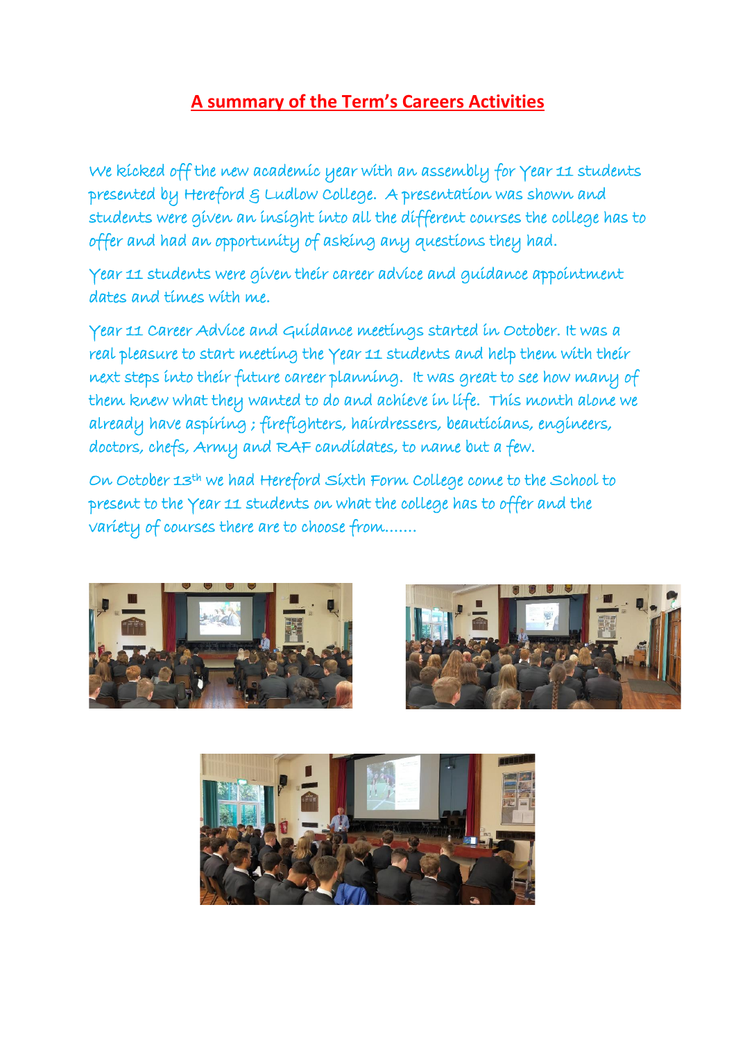# A summary of the Term's Careers Activities

We kicked off the new academic year with an assembly for Year 11 students presented by Hereford & Ludlow College. A presentation was shown and students were given an insight into all the different courses the college has to offer and had an opportunity of asking any questions they had.

Year 11 students were given their career advice and guidance appointment dates and times with me.

Year 11 Career Advice and Guidance meetings started in October. It was a real pleasure to start meeting the Year 11 students and help them with their next steps into their future career planning. It was great to see how many of them knew what they wanted to do and achieve in life. This month alone we already have aspiring ; firefighters, hairdressers, beauticians, engineers, doctors, chefs, Army and RAF candidates, to name but a few.

On October 13th we had Hereford Sixth Form College come to the School to present to the Year 11 students on what the college has to offer and the variety of courses there are to choose from.......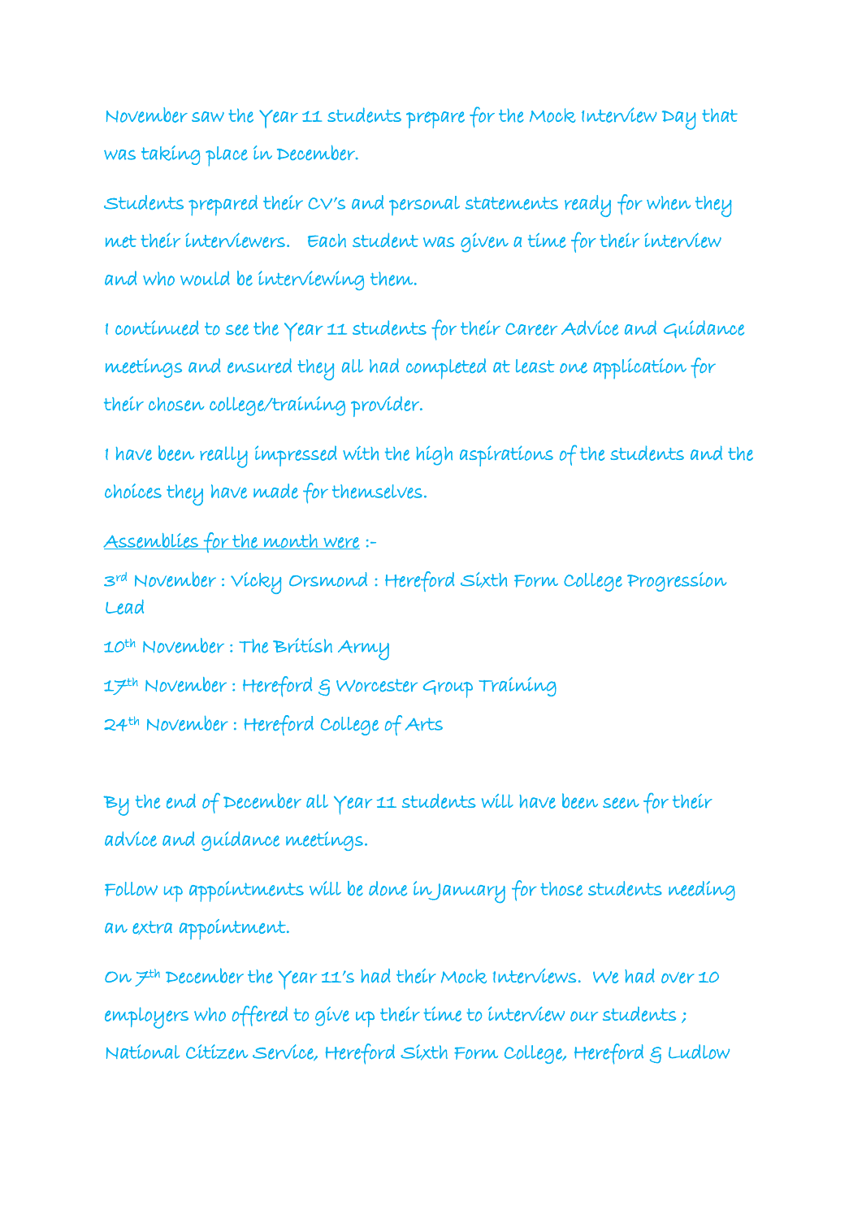November saw the Year 11 students prepare for the Mock Interview Day that was taking place in December.

Students prepared their CV's and personal statements ready for when they met their interviewers. Each student was given a time for their interview and who would be interviewing them.

I continued to see the Year 11 students for their Career Advice and Guidance meetings and ensured they all had completed at least one application for their chosen college/training provider.

I have been really impressed with the high aspirations of the students and the choices they have made for themselves.

<u>Assemblies for the month were</u> :-

3rd November : Vicky Orsmond : Hereford Sixth Form College Progression Lead

10th November : The British Army

17th November : Hereford & Worcester Group Training

24th November : Hereford College of Arts

By the end of December all Year 11 students will have been seen for their advice and guidance meetings.

Follow up appointments will be done in January for those students needing an extra appointment.

On 7th December the Year 11's had their Mock Interviews. We had over 10 employers who offered to give up their time to interview our students ; National Citizen Service, Hereford Sixth Form College, Hereford & Ludlow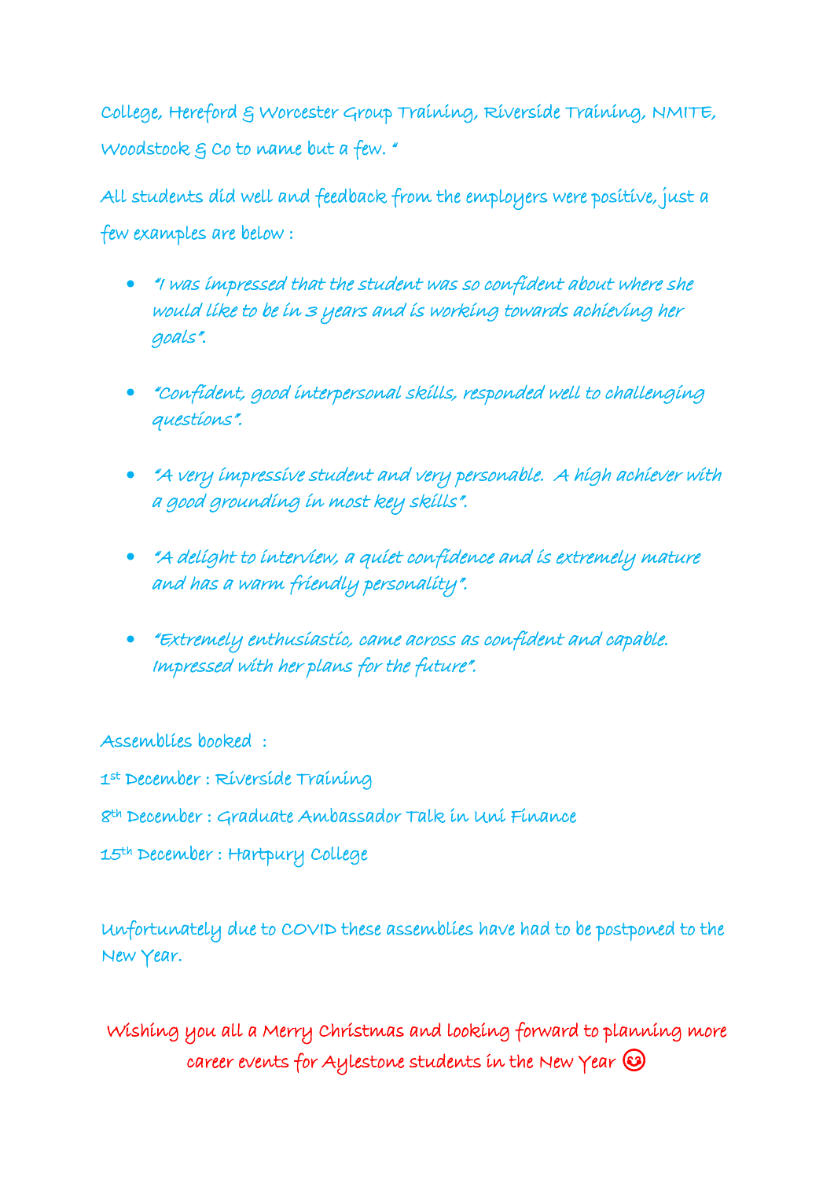College, Hereford & Worcester Group Training, Riverside Training, NMITE, Woodstock & Co to name but a few. "

All students did well and feedback from the employers were positive, just a few examples are below :

- *"I was impressed that the student was so confident about where she would like to be in 3 years and is working towards achieving her goals".*
- *"Confident, good interpersonal skills, responded well to challenging questions".*
- *"A very impressive student and very personable.  A high achiever with a good grounding in most key skills".*
- *"A delight to interview, a quiet confidence and is extremely mature and has a warm friendly personality".*
- *"Extremely enthusiastic, came across as confident and capable. Impressed with her plans for the future".*

Assemblies booked :

1st December : Riverside Training

8th December : Graduate Ambassador Talk in Uni Finance

15th December : Hartpury College

Unfortunately due to COVID these assemblies have had to be postponed to the New Year.

Wishing you all a Merry Christmas and looking forward to planning more career events for Aylestone students in the New Year 😊